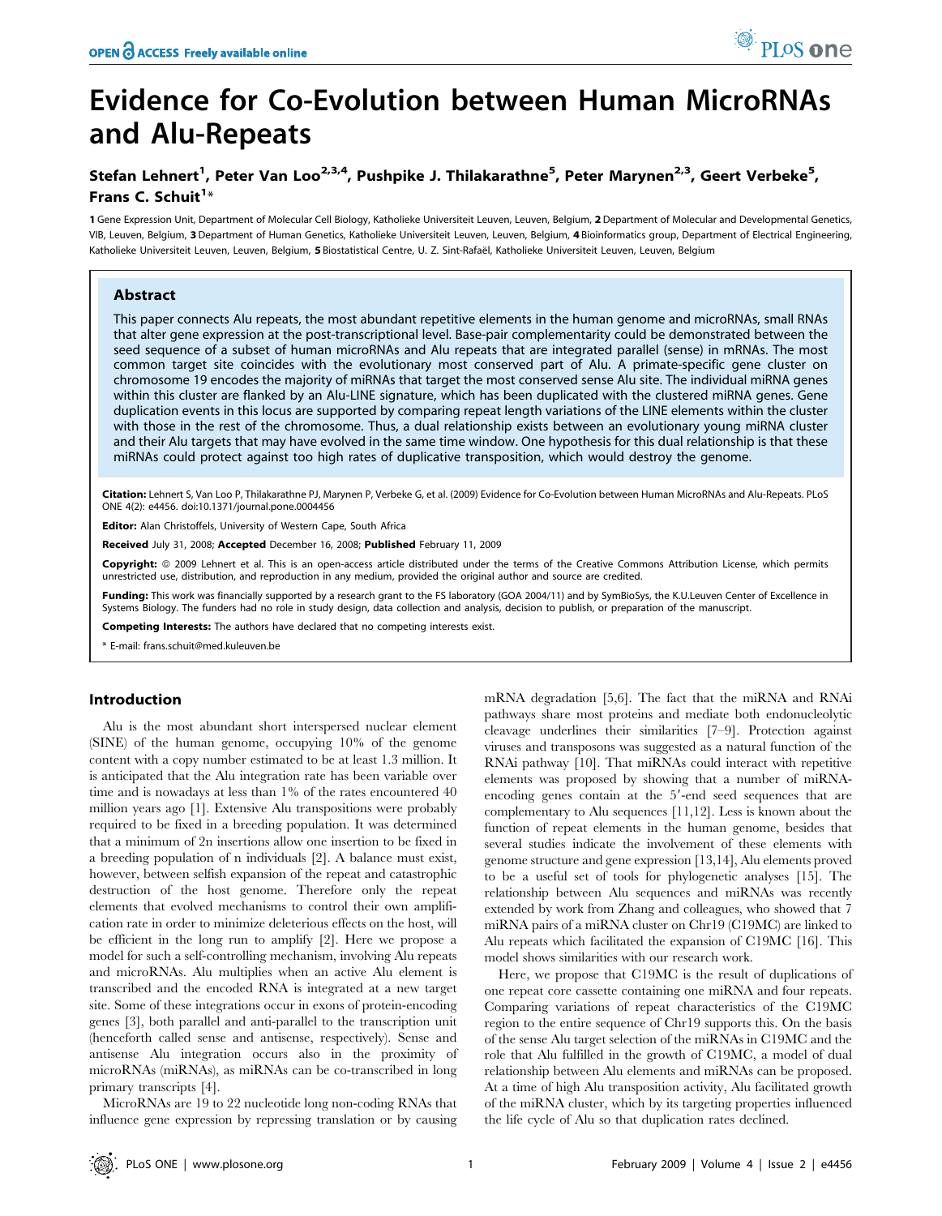# Evidence for Co-Evolution between Human MicroRNAs and Alu-Repeats

**Stefan Lehnert[1], Peter Van Loo[2,3,4], Pushpike J. Thilakarathne[5], Peter Marynen[2,3], Geert Verbeke[5], Frans C. Schuit[1]***

**1** Gene Expression Unit, Department of Molecular Cell Biology, Katholieke Universiteit Leuven, Leuven, Belgium, **2** Department of Molecular and Developmental Genetics, VIB, Leuven, Belgium, **3** Department of Human Genetics, Katholieke Universiteit Leuven, Leuven, Belgium, **4** Bioinformatics group, Department of Electrical Engineering, Katholieke Universiteit Leuven, Leuven, Belgium, **5** Biostatistical Centre, U. Z. Sint-Rafaël, Katholieke Universiteit Leuven, Leuven, Belgium

## Abstract

This paper connects Alu repeats, the most abundant repetitive elements in the human genome and microRNAs, small RNAs that alter gene expression at the post-transcriptional level. Base-pair complementarity could be demonstrated between the seed sequence of a subset of human microRNAs and Alu repeats that are integrated parallel (sense) in mRNAs. The most common target site coincides with the evolutionary most conserved part of Alu. A primate-specific gene cluster on chromosome 19 encodes the majority of miRNAs that target the most conserved sense Alu site. The individual miRNA genes within this cluster are flanked by an Alu-LINE signature, which has been duplicated with the clustered miRNA genes. Gene duplication events in this locus are supported by comparing repeat length variations of the LINE elements within the cluster with those in the rest of the chromosome. Thus, a dual relationship exists between an evolutionary young miRNA cluster and their Alu targets that may have evolved in the same time window. One hypothesis for this dual relationship is that these miRNAs could protect against too high rates of duplicative transposition, which would destroy the genome.

**Citation:** Lehnert S, Van Loo P, Thilakarathne PJ, Marynen P, Verbeke G, et al. (2009) Evidence for Co-Evolution between Human MicroRNAs and Alu-Repeats. PLoS ONE 4(2): e4456. doi:10.1371/journal.pone.0004456

**Editor:** Alan Christoffels, University of Western Cape, South Africa

**Received** July 31, 2008; **Accepted** December 16, 2008; **Published** February 11, 2009

**Copyright:** © 2009 Lehnert et al. This is an open-access article distributed under the terms of the Creative Commons Attribution License, which permits unrestricted use, distribution, and reproduction in any medium, provided the original author and source are credited.

**Funding:** This work was financially supported by a research grant to the FS laboratory (GOA 2004/11) and by SymBioSys, the K.U.Leuven Center of Excellence in Systems Biology. The funders had no role in study design, data collection and analysis, decision to publish, or preparation of the manuscript.

**Competing Interests:** The authors have declared that no competing interests exist.

\* E-mail: frans.schuit@med.kuleuven.be

## Introduction

Alu is the most abundant short interspersed nuclear element (SINE) of the human genome, occupying 10% of the genome content with a copy number estimated to be at least 1.3 million. It is anticipated that the Alu integration rate has been variable over time and is nowadays at less than 1% of the rates encountered 40 million years ago [1]. Extensive Alu transpositions were probably required to be fixed in a breeding population. It was determined that a minimum of 2n insertions allow one insertion to be fixed in a breeding population of n individuals [2]. A balance must exist, however, between selfish expansion of the repeat and catastrophic destruction of the host genome. Therefore only the repeat elements that evolved mechanisms to control their own amplification rate in order to minimize deleterious effects on the host, will be efficient in the long run to amplify [2]. Here we propose a model for such a self-controlling mechanism, involving Alu repeats and microRNAs. Alu multiplies when an active Alu element is transcribed and the encoded RNA is integrated at a new target site. Some of these integrations occur in exons of protein-encoding genes [3], both parallel and anti-parallel to the transcription unit (henceforth called sense and antisense, respectively). Sense and antisense Alu integration occurs also in the proximity of microRNAs (miRNAs), as miRNAs can be co-transcribed in long primary transcripts [4].

MicroRNAs are 19 to 22 nucleotide long non-coding RNAs that influence gene expression by repressing translation or by causing mRNA degradation [5,6]. The fact that the miRNA and RNAi pathways share most proteins and mediate both endonucleolytic cleavage underlines their similarities [7–9]. Protection against viruses and transposons was suggested as a natural function of the RNAi pathway [10]. That miRNAs could interact with repetitive elements was proposed by showing that a number of miRNA-encoding genes contain at the 5′-end seed sequences that are complementary to Alu sequences [11,12]. Less is known about the function of repeat elements in the human genome, besides that several studies indicate the involvement of these elements with genome structure and gene expression [13,14], Alu elements proved to be a useful set of tools for phylogenetic analyses [15]. The relationship between Alu sequences and miRNAs was recently extended by work from Zhang and colleagues, who showed that 7 miRNA pairs of a miRNA cluster on Chr19 (C19MC) are linked to Alu repeats which facilitated the expansion of C19MC [16]. This model shows similarities with our research work.

Here, we propose that C19MC is the result of duplications of one repeat core cassette containing one miRNA and four repeats. Comparing variations of repeat characteristics of the C19MC region to the entire sequence of Chr19 supports this. On the basis of the sense Alu target selection of the miRNAs in C19MC and the role that Alu fulfilled in the growth of C19MC, a model of dual relationship between Alu elements and miRNAs can be proposed. At a time of high Alu transposition activity, Alu facilitated growth of the miRNA cluster, which by its targeting properties influenced the life cycle of Alu so that duplication rates declined.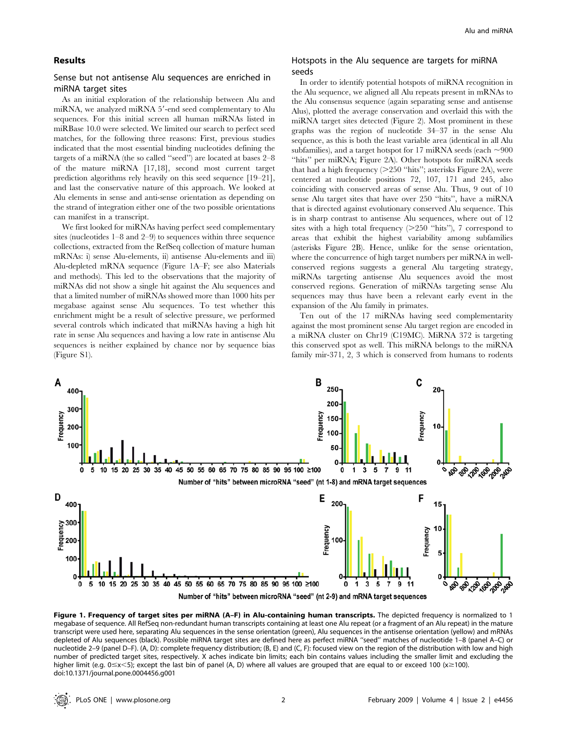## Results

### Sense but not antisense Alu sequences are enriched in miRNA target sites

As an initial exploration of the relationship between Alu and miRNA, we analyzed miRNA 5′-end seed complementary to Alu sequences. For this initial screen all human miRNAs listed in miRBase 10.0 were selected. We limited our search to perfect seed matches, for the following three reasons: First, previous studies indicated that the most essential binding nucleotides defining the targets of a miRNA (the so called "seed") are located at bases 2–8 of the mature miRNA [17,18], second most current target prediction algorithms rely heavily on this seed sequence [19–21], and last the conservative nature of this approach. We looked at Alu elements in sense and anti-sense orientation as depending on the strand of integration either one of the two possible orientations can manifest in a transcript.

We first looked for miRNAs having perfect seed complementary sites (nucleotides 1–8 and 2–9) to sequences within three sequence collections, extracted from the RefSeq collection of mature human mRNAs: i) sense Alu-elements, ii) antisense Alu-elements and iii) Alu-depleted mRNA sequence (Figure 1A–F; see also Materials and methods). This led to the observations that the majority of miRNAs did not show a single hit against the Alu sequences and that a limited number of miRNAs showed more than 1000 hits per megabase against sense Alu sequences. To test whether this enrichment might be a result of selective pressure, we performed several controls which indicated that miRNAs having a high hit rate in sense Alu sequences and having a low rate in antisense Alu sequences is neither explained by chance nor by sequence bias (Figure S1).

### Hotspots in the Alu sequence are targets for miRNA seeds

In order to identify potential hotspots of miRNA recognition in the Alu sequence, we aligned all Alu repeats present in mRNAs to the Alu consensus sequence (again separating sense and antisense Alus), plotted the average conservation and overlaid this with the miRNA target sites detected (Figure 2). Most prominent in these graphs was the region of nucleotide 34–37 in the sense Alu sequence, as this is both the least variable area (identical in all Alu subfamilies), and a target hotspot for 17 miRNA seeds (each ~900 "hits" per miRNA; Figure 2A). Other hotspots for miRNA seeds that had a high frequency (>250 "hits"; asterisks Figure 2A), were centered at nucleotide positions 72, 107, 171 and 245, also coinciding with conserved areas of sense Alu. Thus, 9 out of 10 sense Alu target sites that have over 250 "hits", have a miRNA that is directed against evolutionary conserved Alu sequence. This is in sharp contrast to antisense Alu sequences, where out of 12 sites with a high total frequency (>250 "hits"), 7 correspond to areas that exhibit the highest variability among subfamilies (asterisks Figure 2B). Hence, unlike for the sense orientation, where the concurrence of high target numbers per miRNA in well-conserved regions suggests a general Alu targeting strategy, miRNAs targeting antisense Alu sequences avoid the most conserved regions. Generation of miRNAs targeting sense Alu sequences may thus have been a relevant early event in the expansion of the Alu family in primates.

Ten out of the 17 miRNAs having seed complementarity against the most prominent sense Alu target region are encoded in a miRNA cluster on Chr19 (C19MC). MiRNA 372 is targeting this conserved spot as well. This miRNA belongs to the miRNA family mir-371, 2, 3 which is conserved from humans to rodents

**Figure 1. Frequency of target sites per miRNA (A–F) in Alu-containing human transcripts.** The depicted frequency is normalized to 1 megabase of sequence. All RefSeq non-redundant human transcripts containing at least one Alu repeat (or a fragment of an Alu repeat) in the mature transcript were used here, separating Alu sequences in the sense orientation (green), Alu sequences in the antisense orientation (yellow) and mRNAs depleted of Alu sequences (black). Possible miRNA target sites are defined here as perfect miRNA "seed" matches of nucleotide 1–8 (panel A–C) or nucleotide 2–9 (panel D–F). (A, D): complete frequency distribution; (B, E) and (C, F): focused view on the region of the distribution with low and high number of predicted target sites, respectively. X aches indicate bin limits; each bin contains values including the smaller limit and excluding the higher limit (e.g. 0≤x<5); except the last bin of panel (A, D) where all values are grouped that are equal to or exceed 100 (x≥100).
doi:10.1371/journal.pone.0004456.g001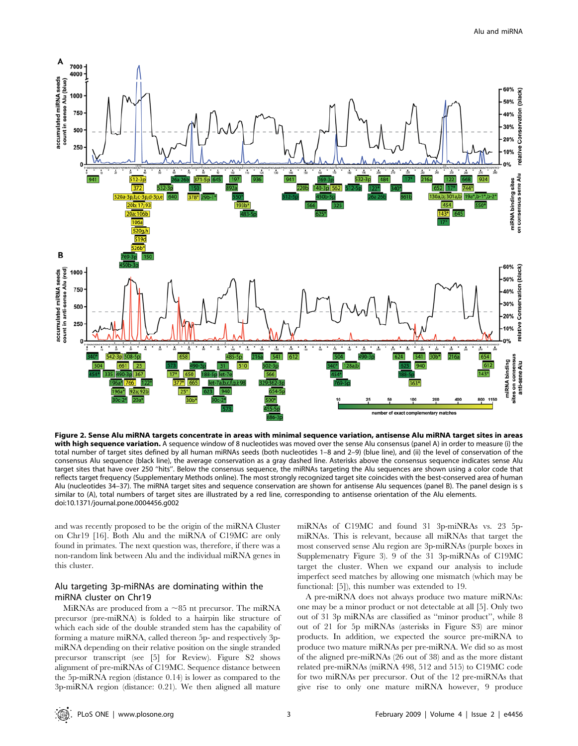**Figure 2. Sense Alu miRNA targets concentrate in areas with minimal sequence variation, antisense Alu miRNA target sites in areas with high sequence variation.** A sequence window of 8 nucleotides was moved over the sense Alu consensus (panel A) in order to measure (i) the total number of target sites defined by all human miRNAs seeds (both nucleotides 1–8 and 2–9) (blue line), and (ii) the level of conservation of the consensus Alu sequence (black line), the average conservation as a gray dashed line. Asterisks above the consensus sequence indicates sense Alu target sites that have over 250 "hits". Below the consensus sequence, the miRNAs targeting the Alu sequences are shown using a color code that reflects target frequency (Supplementary Methods online). The most strongly recognized target site coincides with the best-conserved area of human Alu (nucleotides 34–37). The miRNA target sites and sequence conservation are shown for antisense Alu sequences (panel B). The panel design is s similar to (A), total numbers of target sites are illustrated by a red line, corresponding to antisense orientation of the Alu elements.
doi:10.1371/journal.pone.0004456.g002

and was recently proposed to be the origin of the miRNA Cluster on Chr19 [16]. Both Alu and the miRNA of C19MC are only found in primates. The next question was, therefore, if there was a non-random link between Alu and the individual miRNA genes in this cluster.

## Alu targeting 3p-miRNAs are dominating within the miRNA cluster on Chr19

MiRNAs are produced from a ~85 nt precursor. The miRNA precursor (pre-miRNA) is folded to a hairpin like structure of which each side of the double stranded stem has the capability of forming a mature miRNA, called thereon 5p- and respectively 3p-miRNA depending on their relative position on the single stranded precursor transcript (see [5] for Review). Figure S2 shows alignment of pre-miRNAs of C19MC. Sequence distance between the 5p-miRNA region (distance 0.14) is lower as compared to the 3p-miRNA region (distance: 0.21). We then aligned all mature miRNAs of C19MC and found 31 3p-miNRAs vs. 23 5p-miRNAs. This is relevant, because all miRNAs that target the most conserved sense Alu region are 3p-miRNAs (purple boxes in Supplemenatry Figure 3). 9 of the 31 3p-miRNAs of C19MC target the cluster. When we expand our analysis to include imperfect seed matches by allowing one mismatch (which may be functional: [5]), this number was extended to 19.

A pre-miRNA does not always produce two mature miRNAs: one may be a minor product or not detectable at all [5]. Only two out of 31 3p miRNAs are classified as "minor product", while 8 out of 21 for 5p miRNAs (asterisks in Figure S3) are minor products. In addition, we expected the source pre-miRNA to produce two mature miRNAs per pre-miRNA. We did so as most of the aligned pre-miRNAs (26 out of 38) and as the more distant related pre-miRNAs (miRNA 498, 512 and 515) to C19MC code for two miRNAs per precursor. Out of the 12 pre-miRNAs that give rise to only one mature miRNA however, 9 produce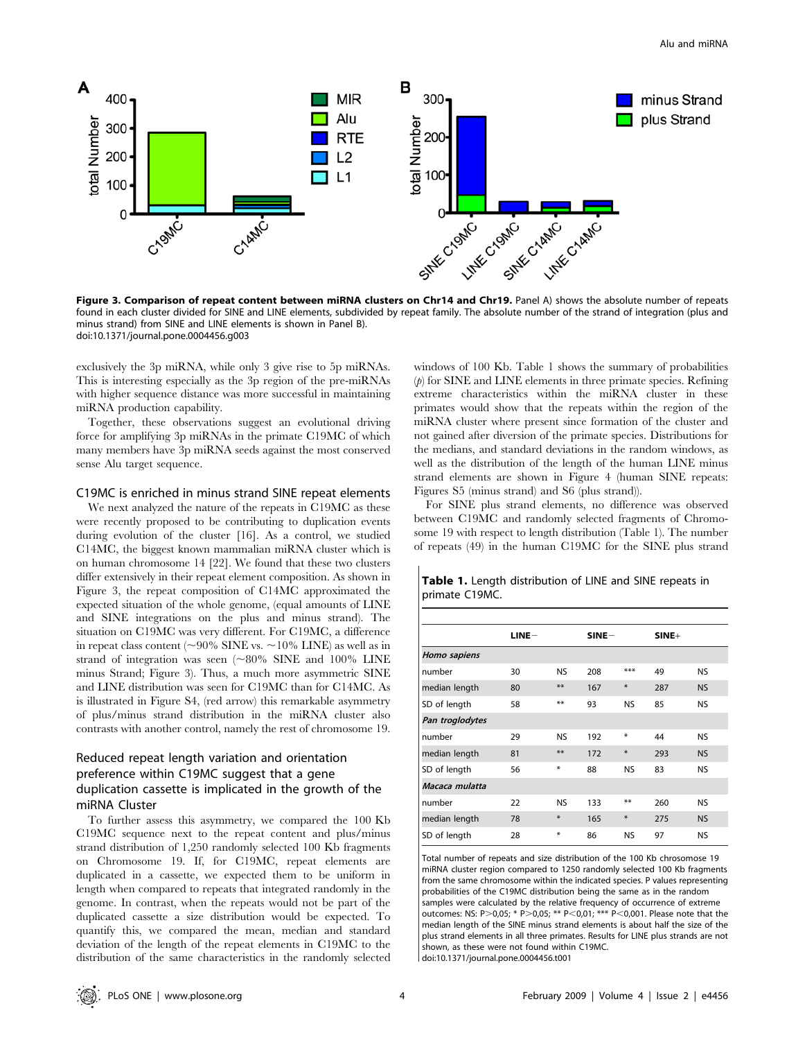**Figure 3. Comparison of repeat content between miRNA clusters on Chr14 and Chr19.** Panel A) shows the absolute number of repeats found in each cluster divided for SINE and LINE elements, subdivided by repeat family. The absolute number of the strand of integration (plus and minus strand) from SINE and LINE elements is shown in Panel B).
doi:10.1371/journal.pone.0004456.g003

exclusively the 3p miRNA, while only 3 give rise to 5p miRNAs. This is interesting especially as the 3p region of the pre-miRNAs with higher sequence distance was more successful in maintaining miRNA production capability.

Together, these observations suggest an evolutional driving force for amplifying 3p miRNAs in the primate C19MC of which many members have 3p miRNA seeds against the most conserved sense Alu target sequence.

## C19MC is enriched in minus strand SINE repeat elements

We next analyzed the nature of the repeats in C19MC as these were recently proposed to be contributing to duplication events during evolution of the cluster [16]. As a control, we studied C14MC, the biggest known mammalian miRNA cluster which is on human chromosome 14 [22]. We found that these two clusters differ extensively in their repeat element composition. As shown in Figure 3, the repeat composition of C14MC approximated the expected situation of the whole genome, (equal amounts of LINE and SINE integrations on the plus and minus strand). The situation on C19MC was very different. For C19MC, a difference in repeat class content (~90% SINE vs. ~10% LINE) as well as in strand of integration was seen (~80% SINE and 100% LINE minus Strand; Figure 3). Thus, a much more asymmetric SINE and LINE distribution was seen for C19MC than for C14MC. As is illustrated in Figure S4, (red arrow) this remarkable asymmetry of plus/minus strand distribution in the miRNA cluster also contrasts with another control, namely the rest of chromosome 19.

## Reduced repeat length variation and orientation preference within C19MC suggest that a gene duplication cassette is implicated in the growth of the miRNA Cluster

To further assess this asymmetry, we compared the 100 Kb C19MC sequence next to the repeat content and plus/minus strand distribution of 1,250 randomly selected 100 Kb fragments on Chromosome 19. If, for C19MC, repeat elements are duplicated in a cassette, we expected them to be uniform in length when compared to repeats that integrated randomly in the genome. In contrast, when the repeats would not be part of the duplicated cassette a size distribution would be expected. To quantify this, we compared the mean, median and standard deviation of the length of the repeat elements in C19MC to the distribution of the same characteristics in the randomly selected windows of 100 Kb. Table 1 shows the summary of probabilities ($p$) for SINE and LINE elements in three primate species. Refining extreme characteristics within the miRNA cluster in these primates would show that the repeats within the region of the miRNA cluster where present since formation of the cluster and not gained after diversion of the primate species. Distributions for the medians, and standard deviations in the random windows, as well as the distribution of the length of the human LINE minus strand elements are shown in Figure 4 (human SINE repeats: Figures S5 (minus strand) and S6 (plus strand)).

For SINE plus strand elements, no difference was observed between C19MC and randomly selected fragments of Chromosome 19 with respect to length distribution (Table 1). The number of repeats (49) in the human C19MC for the SINE plus strand

**Table 1.** Length distribution of LINE and SINE repeats in primate C19MC.

| | LINE− | | SINE− | | SINE+ | |
|---|---|---|---|---|---|---|
| ***Homo sapiens*** | | | | | | |
| number | 30 | NS | 208 | *** | 49 | NS |
| median length | 80 | ** | 167 | * | 287 | NS |
| SD of length | 58 | ** | 93 | NS | 85 | NS |
| ***Pan troglodytes*** | | | | | | |
| number | 29 | NS | 192 | * | 44 | NS |
| median length | 81 | ** | 172 | * | 293 | NS |
| SD of length | 56 | * | 88 | NS | 83 | NS |
| ***Macaca mulatta*** | | | | | | |
| number | 22 | NS | 133 | ** | 260 | NS |
| median length | 78 | * | 165 | * | 275 | NS |
| SD of length | 28 | * | 86 | NS | 97 | NS |

Total number of repeats and size distribution of the 100 Kb chrosomose 19 miRNA cluster region compared to 1250 randomly selected 100 Kb fragments from the same chromosome within the indicated species. P values representing probabilities of the C19MC distribution being the same as in the random samples were calculated by the relative frequency of occurrence of extreme outcomes: NS: P>0,05; * P>0,05; ** P<0,01; *** P<0,001. Please note that the median length of the SINE minus strand elements is about half the size of the plus strand elements in all three primates. Results for LINE plus strands are not shown, as these were not found within C19MC.
doi:10.1371/journal.pone.0004456.t001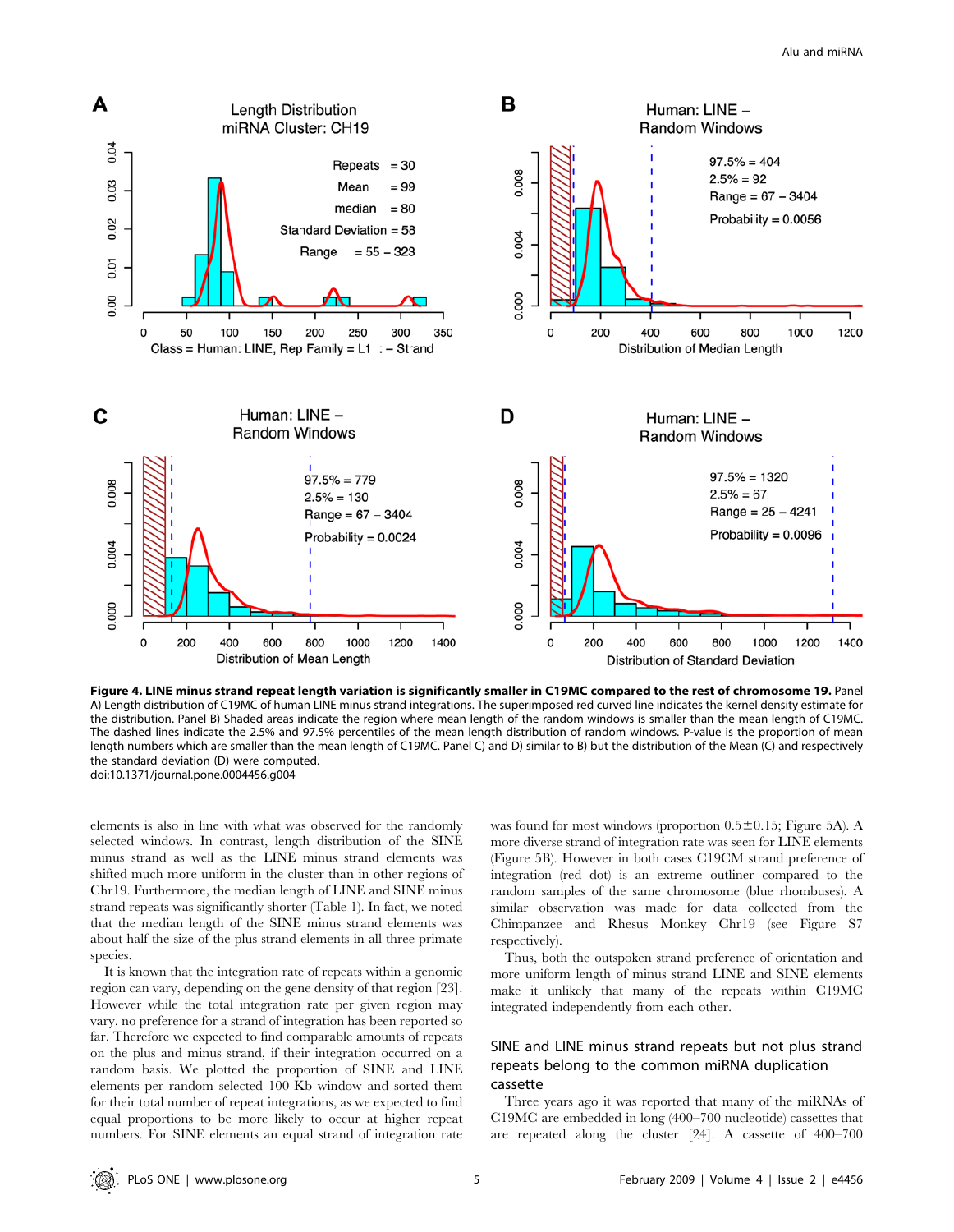**Figure 4. LINE minus strand repeat length variation is significantly smaller in C19MC compared to the rest of chromosome 19.** Panel A) Length distribution of C19MC of human LINE minus strand integrations. The superimposed red curved line indicates the kernel density estimate for the distribution. Panel B) Shaded areas indicate the region where mean length of the random windows is smaller than the mean length of C19MC. The dashed lines indicate the 2.5% and 97.5% percentiles of the mean length distribution of random windows. P-value is the proportion of mean length numbers which are smaller than the mean length of C19MC. Panel C) and D) similar to B) but the distribution of the Mean (C) and respectively the standard deviation (D) were computed.
doi:10.1371/journal.pone.0004456.g004

elements is also in line with what was observed for the randomly selected windows. In contrast, length distribution of the SINE minus strand as well as the LINE minus strand elements was shifted much more uniform in the cluster than in other regions of Chr19. Furthermore, the median length of LINE and SINE minus strand repeats was significantly shorter (Table 1). In fact, we noted that the median length of the SINE minus strand elements was about half the size of the plus strand elements in all three primate species.

It is known that the integration rate of repeats within a genomic region can vary, depending on the gene density of that region [23]. However while the total integration rate per given region may vary, no preference for a strand of integration has been reported so far. Therefore we expected to find comparable amounts of repeats on the plus and minus strand, if their integration occurred on a random basis. We plotted the proportion of SINE and LINE elements per random selected 100 Kb window and sorted them for their total number of repeat integrations, as we expected to find equal proportions to be more likely to occur at higher repeat numbers. For SINE elements an equal strand of integration rate was found for most windows (proportion $0.5 \pm 0.15$; Figure 5A). A more diverse strand of integration rate was seen for LINE elements (Figure 5B). However in both cases C19CM strand preference of integration (red dot) is an extreme outliner compared to the random samples of the same chromosome (blue rhombuses). A similar observation was made for data collected from the Chimpanzee and Rhesus Monkey Chr19 (see Figure S7 respectively).

Thus, both the outspoken strand preference of orientation and more uniform length of minus strand LINE and SINE elements make it unlikely that many of the repeats within C19MC integrated independently from each other.

## SINE and LINE minus strand repeats but not plus strand repeats belong to the common miRNA duplication cassette

Three years ago it was reported that many of the miRNAs of C19MC are embedded in long (400–700 nucleotide) cassettes that are repeated along the cluster [24]. A cassette of 400–700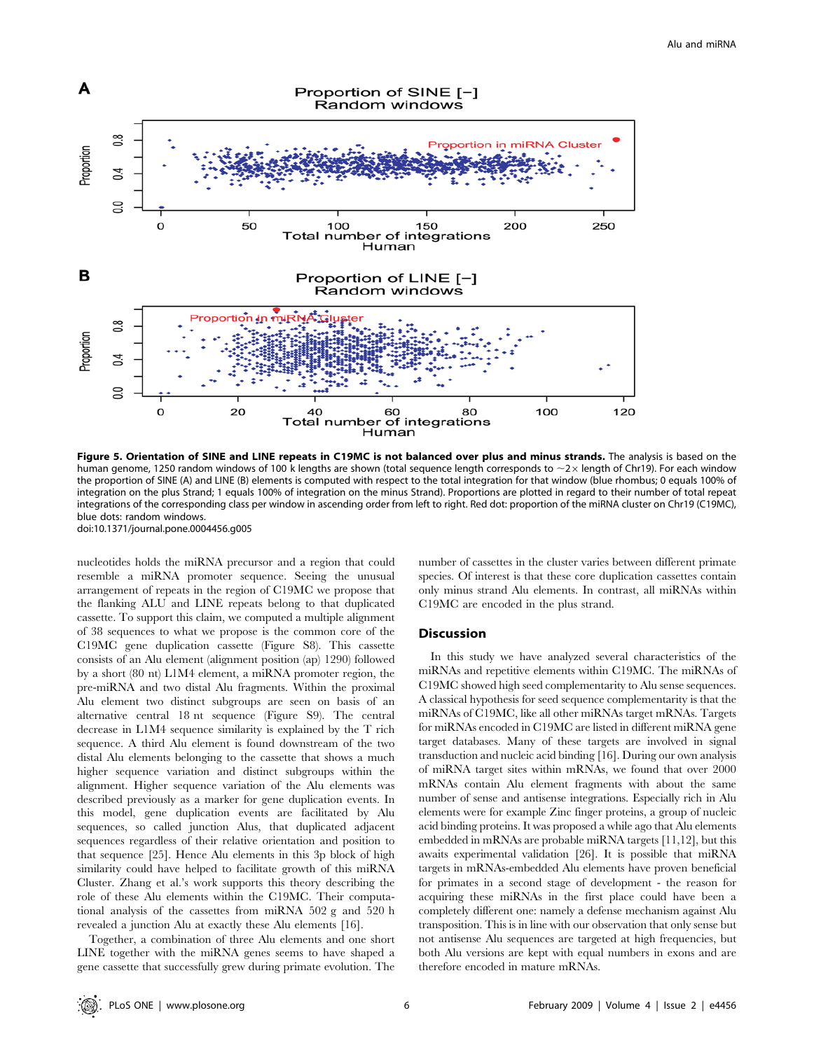**Figure 5. Orientation of SINE and LINE repeats in C19MC is not balanced over plus and minus strands.** The analysis is based on the human genome, 1250 random windows of 100 k lengths are shown (total sequence length corresponds to ~2× length of Chr19). For each window the proportion of SINE (A) and LINE (B) elements is computed with respect to the total integration for that window (blue rhombus; 0 equals 100% of integration on the plus Strand; 1 equals 100% of integration on the minus Strand). Proportions are plotted in regard to their number of total repeat integrations of the corresponding class per window in ascending order from left to right. Red dot: proportion of the miRNA cluster on Chr19 (C19MC), blue dots: random windows.
doi:10.1371/journal.pone.0004456.g005

nucleotides holds the miRNA precursor and a region that could resemble a miRNA promoter sequence. Seeing the unusual arrangement of repeats in the region of C19MC we propose that the flanking ALU and LINE repeats belong to that duplicated cassette. To support this claim, we computed a multiple alignment of 38 sequences to what we propose is the common core of the C19MC gene duplication cassette (Figure S8). This cassette consists of an Alu element (alignment position (ap) 1290) followed by a short (80 nt) L1M4 element, a miRNA promoter region, the pre-miRNA and two distal Alu fragments. Within the proximal Alu element two distinct subgroups are seen on basis of an alternative central 18 nt sequence (Figure S9). The central decrease in L1M4 sequence similarity is explained by the T rich sequence. A third Alu element is found downstream of the two distal Alu elements belonging to the cassette that shows a much higher sequence variation and distinct subgroups within the alignment. Higher sequence variation of the Alu elements was described previously as a marker for gene duplication events. In this model, gene duplication events are facilitated by Alu sequences, so called junction Alus, that duplicated adjacent sequences regardless of their relative orientation and position to that sequence [25]. Hence Alu elements in this 3p block of high similarity could have helped to facilitate growth of this miRNA Cluster. Zhang et al.'s work supports this theory describing the role of these Alu elements within the C19MC. Their computational analysis of the cassettes from miRNA 502 g and 520 h revealed a junction Alu at exactly these Alu elements [16].

Together, a combination of three Alu elements and one short LINE together with the miRNA genes seems to have shaped a gene cassette that successfully grew during primate evolution. The number of cassettes in the cluster varies between different primate species. Of interest is that these core duplication cassettes contain only minus strand Alu elements. In contrast, all miRNAs within C19MC are encoded in the plus strand.

## Discussion

In this study we have analyzed several characteristics of the miRNAs and repetitive elements within C19MC. The miRNAs of C19MC showed high seed complementarity to Alu sense sequences. A classical hypothesis for seed sequence complementarity is that the miRNAs of C19MC, like all other miRNAs target mRNAs. Targets for miRNAs encoded in C19MC are listed in different miRNA gene target databases. Many of these targets are involved in signal transduction and nucleic acid binding [16]. During our own analysis of miRNA target sites within mRNAs, we found that over 2000 mRNAs contain Alu element fragments with about the same number of sense and antisense integrations. Especially rich in Alu elements were for example Zinc finger proteins, a group of nucleic acid binding proteins. It was proposed a while ago that Alu elements embedded in mRNAs are probable miRNA targets [11,12], but this awaits experimental validation [26]. It is possible that miRNA targets in mRNAs-embedded Alu elements have proven beneficial for primates in a second stage of development - the reason for acquiring these miRNAs in the first place could have been a completely different one: namely a defense mechanism against Alu transposition. This is in line with our observation that only sense but not antisense Alu sequences are targeted at high frequencies, but both Alu versions are kept with equal numbers in exons and are therefore encoded in mature mRNAs.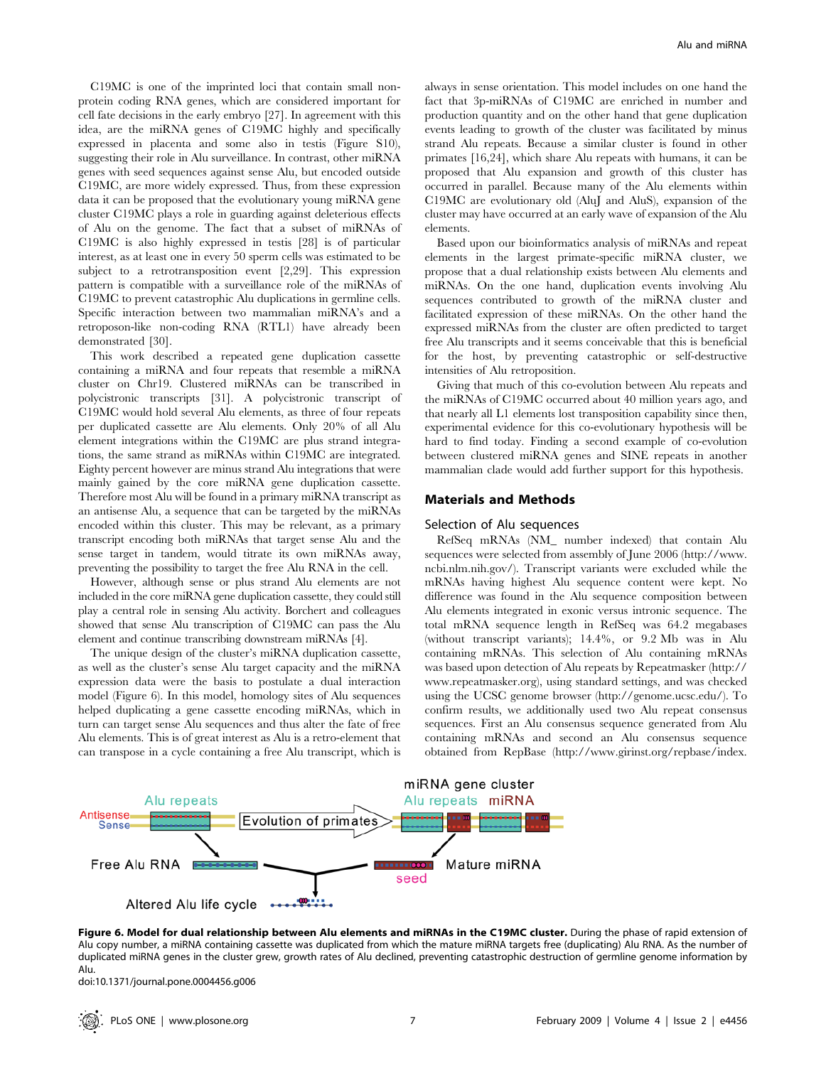C19MC is one of the imprinted loci that contain small non-protein coding RNA genes, which are considered important for cell fate decisions in the early embryo [27]. In agreement with this idea, are the miRNA genes of C19MC highly and specifically expressed in placenta and some also in testis (Figure S10), suggesting their role in Alu surveillance. In contrast, other miRNA genes with seed sequences against sense Alu, but encoded outside C19MC, are more widely expressed. Thus, from these expression data it can be proposed that the evolutionary young miRNA gene cluster C19MC plays a role in guarding against deleterious effects of Alu on the genome. The fact that a subset of miRNAs of C19MC is also highly expressed in testis [28] is of particular interest, as at least one in every 50 sperm cells was estimated to be subject to a retrotransposition event [2,29]. This expression pattern is compatible with a surveillance role of the miRNAs of C19MC to prevent catastrophic Alu duplications in germline cells. Specific interaction between two mammalian miRNA's and a retroposon-like non-coding RNA (RTL1) have already been demonstrated [30].

This work described a repeated gene duplication cassette containing a miRNA and four repeats that resemble a miRNA cluster on Chr19. Clustered miRNAs can be transcribed in polycistronic transcripts [31]. A polycistronic transcript of C19MC would hold several Alu elements, as three of four repeats per duplicated cassette are Alu elements. Only 20% of all Alu element integrations within the C19MC are plus strand integrations, the same strand as miRNAs within C19MC are integrated. Eighty percent however are minus strand Alu integrations that were mainly gained by the core miRNA gene duplication cassette. Therefore most Alu will be found in a primary miRNA transcript as an antisense Alu, a sequence that can be targeted by the miRNAs encoded within this cluster. This may be relevant, as a primary transcript encoding both miRNAs that target sense Alu and the sense target in tandem, would titrate its own miRNAs away, preventing the possibility to target the free Alu RNA in the cell.

However, although sense or plus strand Alu elements are not included in the core miRNA gene duplication cassette, they could still play a central role in sensing Alu activity. Borchert and colleagues showed that sense Alu transcription of C19MC can pass the Alu element and continue transcribing downstream miRNAs [4].

The unique design of the cluster's miRNA duplication cassette, as well as the cluster's sense Alu target capacity and the miRNA expression data were the basis to postulate a dual interaction model (Figure 6). In this model, homology sites of Alu sequences helped duplicating a gene cassette encoding miRNAs, which in turn can target sense Alu sequences and thus alter the fate of free Alu elements. This is of great interest as Alu is a retro-element that can transpose in a cycle containing a free Alu transcript, which is always in sense orientation. This model includes on one hand the fact that 3p-miRNAs of C19MC are enriched in number and production quantity and on the other hand that gene duplication events leading to growth of the cluster was facilitated by minus strand Alu repeats. Because a similar cluster is found in other primates [16,24], which share Alu repeats with humans, it can be proposed that Alu expansion and growth of this cluster has occurred in parallel. Because many of the Alu elements within C19MC are evolutionary old (AluJ and AluS), expansion of the cluster may have occurred at an early wave of expansion of the Alu elements.

Based upon our bioinformatics analysis of miRNAs and repeat elements in the largest primate-specific miRNA cluster, we propose that a dual relationship exists between Alu elements and miRNAs. On the one hand, duplication events involving Alu sequences contributed to growth of the miRNA cluster and facilitated expression of these miRNAs. On the other hand the expressed miRNAs from the cluster are often predicted to target free Alu transcripts and it seems conceivable that this is beneficial for the host, by preventing catastrophic or self-destructive intensities of Alu retroposition.

Giving that much of the co-evolution between Alu repeats and the miRNAs of C19MC occurred about 40 million years ago, and that nearly all L1 elements lost transposition capability since then, experimental evidence for this co-evolutionary hypothesis will be hard to find today. Finding a second example of co-evolution between clustered miRNA genes and SINE repeats in another mammalian clade would add further support for this hypothesis.

## Materials and Methods

### Selection of Alu sequences

RefSeq mRNAs (NM_ number indexed) that contain Alu sequences were selected from assembly of June 2006 (http://www.ncbi.nlm.nih.gov/). Transcript variants were excluded while the mRNAs having highest Alu sequence content were kept. No difference was found in the Alu sequence composition between Alu elements integrated in exonic versus intronic sequence. The total mRNA sequence length in RefSeq was 64.2 megabases (without transcript variants); 14.4%, or 9.2 Mb was in Alu containing mRNAs. This selection of Alu containing mRNAs was based upon detection of Alu repeats by Repeatmasker (http://www.repeatmasker.org), using standard settings, and was checked using the UCSC genome browser (http://genome.ucsc.edu/). To confirm results, we additionally used two Alu repeat consensus sequences. First an Alu consensus sequence generated from Alu containing mRNAs and second an Alu consensus sequence obtained from RepBase (http://www.girinst.org/repbase/index.

**Figure 6. Model for dual relationship between Alu elements and miRNAs in the C19MC cluster.** During the phase of rapid extension of Alu copy number, a miRNA containing cassette was duplicated from which the mature miRNA targets free (duplicating) Alu RNA. As the number of duplicated miRNA genes in the cluster grew, growth rates of Alu declined, preventing catastrophic destruction of germline genome information by Alu.
doi:10.1371/journal.pone.0004456.g006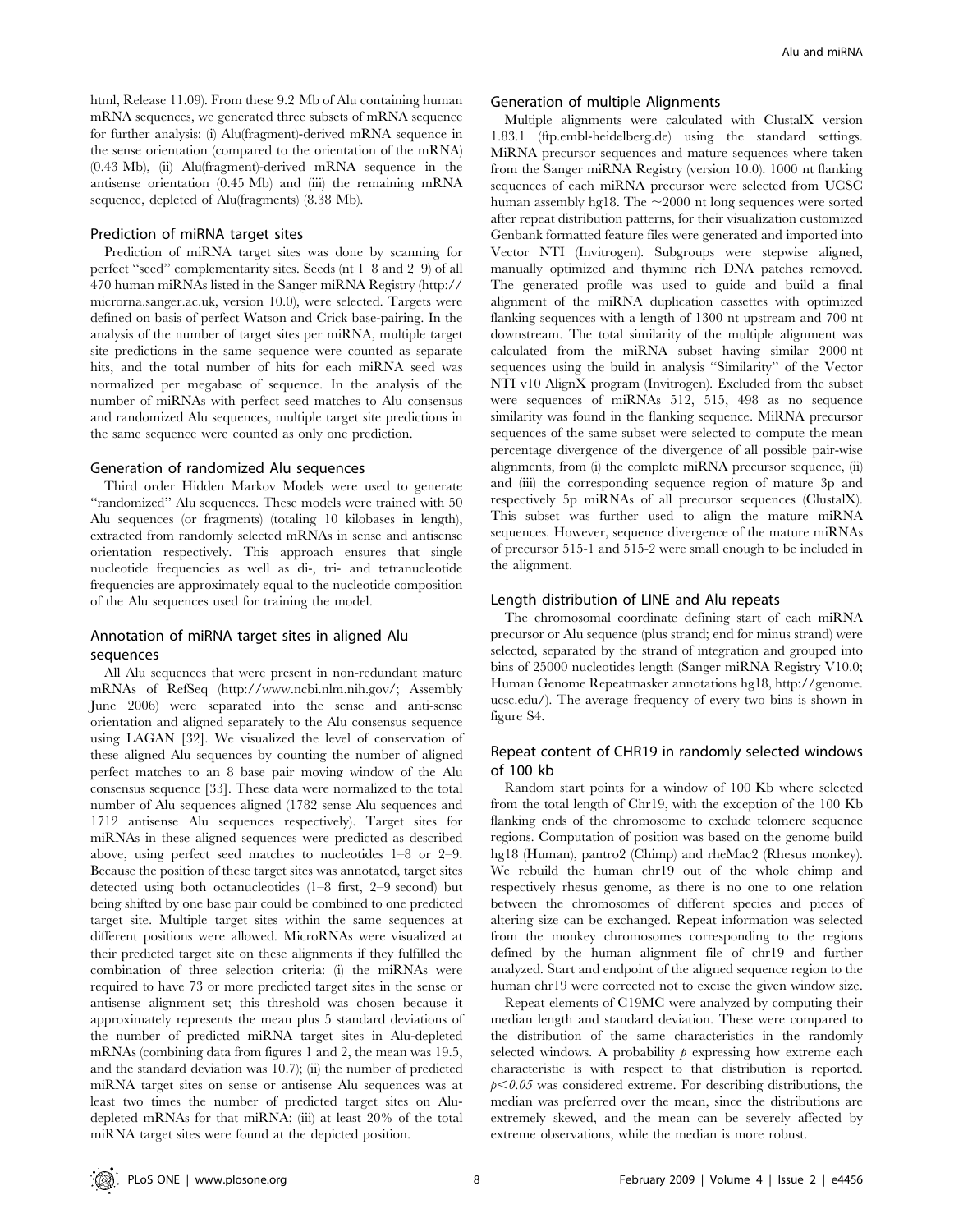html, Release 11.09). From these 9.2 Mb of Alu containing human mRNA sequences, we generated three subsets of mRNA sequence for further analysis: (i) Alu(fragment)-derived mRNA sequence in the sense orientation (compared to the orientation of the mRNA) (0.43 Mb), (ii) Alu(fragment)-derived mRNA sequence in the antisense orientation (0.45 Mb) and (iii) the remaining mRNA sequence, depleted of Alu(fragments) (8.38 Mb).

### Prediction of miRNA target sites

Prediction of miRNA target sites was done by scanning for perfect ''seed'' complementarity sites. Seeds (nt 1–8 and 2–9) of all 470 human miRNAs listed in the Sanger miRNA Registry (http://microrna.sanger.ac.uk, version 10.0), were selected. Targets were defined on basis of perfect Watson and Crick base-pairing. In the analysis of the number of target sites per miRNA, multiple target site predictions in the same sequence were counted as separate hits, and the total number of hits for each miRNA seed was normalized per megabase of sequence. In the analysis of the number of miRNAs with perfect seed matches to Alu consensus and randomized Alu sequences, multiple target site predictions in the same sequence were counted as only one prediction.

### Generation of randomized Alu sequences

Third order Hidden Markov Models were used to generate ''randomized'' Alu sequences. These models were trained with 50 Alu sequences (or fragments) (totaling 10 kilobases in length), extracted from randomly selected mRNAs in sense and antisense orientation respectively. This approach ensures that single nucleotide frequencies as well as di-, tri- and tetranucleotide frequencies are approximately equal to the nucleotide composition of the Alu sequences used for training the model.

### Annotation of miRNA target sites in aligned Alu sequences

All Alu sequences that were present in non-redundant mature mRNAs of RefSeq (http://www.ncbi.nlm.nih.gov/; Assembly June 2006) were separated into the sense and anti-sense orientation and aligned separately to the Alu consensus sequence using LAGAN [32]. We visualized the level of conservation of these aligned Alu sequences by counting the number of aligned perfect matches to an 8 base pair moving window of the Alu consensus sequence [33]. These data were normalized to the total number of Alu sequences aligned (1782 sense Alu sequences and 1712 antisense Alu sequences respectively). Target sites for miRNAs in these aligned sequences were predicted as described above, using perfect seed matches to nucleotides 1–8 or 2–9. Because the position of these target sites was annotated, target sites detected using both octanucleotides (1–8 first, 2–9 second) but being shifted by one base pair could be combined to one predicted target site. Multiple target sites within the same sequences at different positions were allowed. MicroRNAs were visualized at their predicted target site on these alignments if they fulfilled the combination of three selection criteria: (i) the miRNAs were required to have 73 or more predicted target sites in the sense or antisense alignment set; this threshold was chosen because it approximately represents the mean plus 5 standard deviations of the number of predicted miRNA target sites in Alu-depleted mRNAs (combining data from figures 1 and 2, the mean was 19.5, and the standard deviation was 10.7); (ii) the number of predicted miRNA target sites on sense or antisense Alu sequences was at least two times the number of predicted target sites on Alu-depleted mRNAs for that miRNA; (iii) at least 20% of the total miRNA target sites were found at the depicted position.

### Generation of multiple Alignments

Multiple alignments were calculated with ClustalX version 1.83.1 (ftp.embl-heidelberg.de) using the standard settings. MiRNA precursor sequences and mature sequences where taken from the Sanger miRNA Registry (version 10.0). 1000 nt flanking sequences of each miRNA precursor were selected from UCSC human assembly hg18. The ~2000 nt long sequences were sorted after repeat distribution patterns, for their visualization customized Genbank formatted feature files were generated and imported into Vector NTI (Invitrogen). Subgroups were stepwise aligned, manually optimized and thymine rich DNA patches removed. The generated profile was used to guide and build a final alignment of the miRNA duplication cassettes with optimized flanking sequences with a length of 1300 nt upstream and 700 nt downstream. The total similarity of the multiple alignment was calculated from the miRNA subset having similar 2000 nt sequences using the build in analysis ''Similarity'' of the Vector NTI v10 AlignX program (Invitrogen). Excluded from the subset were sequences of miRNAs 512, 515, 498 as no sequence similarity was found in the flanking sequence. MiRNA precursor sequences of the same subset were selected to compute the mean percentage divergence of the divergence of all possible pair-wise alignments, from (i) the complete miRNA precursor sequence, (ii) and (iii) the corresponding sequence region of mature 3p and respectively 5p miRNAs of all precursor sequences (ClustalX). This subset was further used to align the mature miRNA sequences. However, sequence divergence of the mature miRNAs of precursor 515-1 and 515-2 were small enough to be included in the alignment.

### Length distribution of LINE and Alu repeats

The chromosomal coordinate defining start of each miRNA precursor or Alu sequence (plus strand; end for minus strand) were selected, separated by the strand of integration and grouped into bins of 25000 nucleotides length (Sanger miRNA Registry V10.0; Human Genome Repeatmasker annotations hg18, http://genome.ucsc.edu/). The average frequency of every two bins is shown in figure S4.

### Repeat content of CHR19 in randomly selected windows of 100 kb

Random start points for a window of 100 Kb where selected from the total length of Chr19, with the exception of the 100 Kb flanking ends of the chromosome to exclude telomere sequence regions. Computation of position was based on the genome build hg18 (Human), pantro2 (Chimp) and rheMac2 (Rhesus monkey). We rebuild the human chr19 out of the whole chimp and respectively rhesus genome, as there is no one to one relation between the chromosomes of different species and pieces of altering size can be exchanged. Repeat information was selected from the monkey chromosomes corresponding to the regions defined by the human alignment file of chr19 and further analyzed. Start and endpoint of the aligned sequence region to the human chr19 were corrected not to excise the given window size.

Repeat elements of C19MC were analyzed by computing their median length and standard deviation. These were compared to the distribution of the same characteristics in the randomly selected windows. A probability $p$ expressing how extreme each characteristic is with respect to that distribution is reported. $p<0.05$ was considered extreme. For describing distributions, the median was preferred over the mean, since the distributions are extremely skewed, and the mean can be severely affected by extreme observations, while the median is more robust.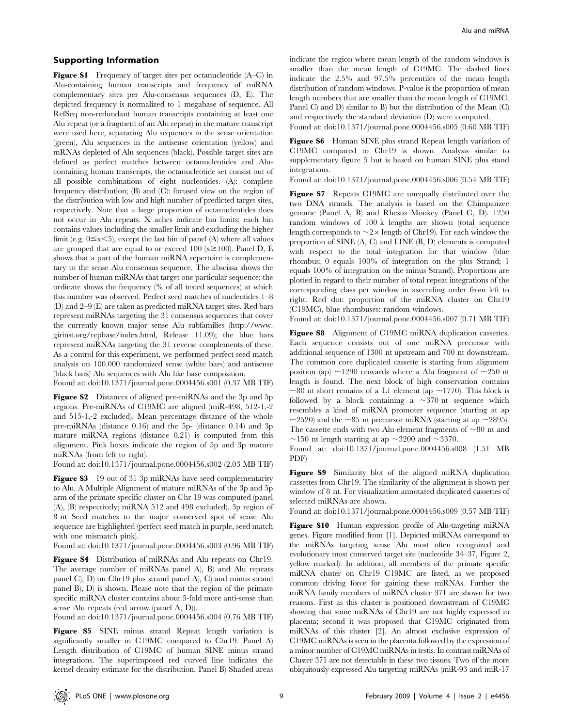## Supporting Information

**Figure S1** Frequency of target sites per octanucleotide (A–C) in Alu-containing human transcripts and frequency of miRNA complementary sites per Alu-consensus sequences (D, E). The depicted frequency is normalized to 1 megabase of sequence. All RefSeq non-redundant human transcripts containing at least one Alu repeat (or a fragment of an Alu repeat) in the mature transcript were used here, separating Alu sequences in the sense orientation (green), Alu sequences in the antisense orientation (yellow) and mRNAs depleted of Alu sequences (black). Possible target sites are defined as perfect matches between octanucleotides and Alu-containing human transcripts, the octanucleotide set consist out of all possible combinations of eight nucleotides. (A): complete frequency distribution; (B) and (C): focused view on the region of the distribution with low and high number of predicted target sites, respectively. Note that a large proportion of octanucleotides does not occur in Alu repeats. X aches indicate bin limits; each bin contains values including the smaller limit and excluding the higher limit (e.g. $0 \leq x < 5$); except the last bin of panel (A) where all values are grouped that are equal to or exceed 100 ($x \geq 100$). Panel D, E shows that a part of the human miRNA repertoire is complementary to the sense Alu consensus sequence. The abscissa shows the number of human miRNAs that target one particular sequence; the ordinate shows the frequency (% of all tested sequences) at which this number was observed. Perfect seed matches of nucleotides 1–8 (D) and 2–9 (E) are taken as predicted miRNA target sites. Red bars represent miRNAs targeting the 31 consensus sequences that cover the currently known major sense Alu subfamilies (http://www.girinst.org/repbase/index.html, Release 11.09); the blue bars represent miRNAs targeting the 31 reverse complements of these. As a control for this experiment, we performed perfect seed match analysis on 100.000 randomized sense (white bars) and antisense (black bars) Alu sequences with Alu like base composition.

Found at: doi:10.1371/journal.pone.0004456.s001 (0.37 MB TIF)

**Figure S2** Distances of aligned pre-miRNAs and the 3p and 5p regions. Pre-miRNAs of C19MC are aligned (miR-498, 512-1,-2 and 515-1,-2 excluded). Mean percentage distance of the whole pre-miRNAs (distance 0.16) and the 5p- (distance 0.14) and 3p mature miRNA regions (distance 0.21) is computed from this alignment. Pink boxes indicate the region of 5p and 3p mature miRNAs (from left to right).

Found at: doi:10.1371/journal.pone.0004456.s002 (2.03 MB TIF)

**Figure S3** 19 out of 31 3p miRNAs have seed complementarity to Alu. A Multiple Alignment of mature miRNAs of the 3p and 5p arm of the primate specific cluster on Chr 19 was computed (panel (A), (B) respectively; miRNA 512 and 498 excluded). 3p region of 8 nt Seed matches to the major conserved spot of sense Alu sequence are highlighted (perfect seed match in purple, seed match with one mismatch pink).

Found at: doi:10.1371/journal.pone.0004456.s003 (0.96 MB TIF)

**Figure S4** Distribution of miRNAs and Alu repeats on Chr19. The average number of miRNAs panel A), B) and Alu repeats panel C), D) on Chr19 plus strand panel A), C) and minus strand panel B), D) is shown. Please note that the region of the primate specific miRNA cluster contains about 5-fold more anti-sense than sense Alu repeats (red arrow (panel A, D)).

Found at: doi:10.1371/journal.pone.0004456.s004 (0.76 MB TIF)

**Figure S5** SINE minus strand Repeat length variation is significantly smaller in C19MC compared to Chr19. Panel A) Length distribution of C19MC of human SINE minus strand integrations. The superimposed red curved line indicates the kernel density estimate for the distribution. Panel B) Shaded areas indicate the region where mean length of the random windows is smaller than the mean length of C19MC. The dashed lines indicate the 2.5% and 97.5% percentiles of the mean length distribution of random windows. P-value is the proportion of mean length numbers that are smaller than the mean length of C19MC. Panel C) and D) similar to B) but the distribution of the Mean (C) and respectively the standard deviation (D) were computed.

Found at: doi:10.1371/journal.pone.0004456.s005 (0.60 MB TIF)

**Figure S6** Human SINE plus strand Repeat length variation of C19MC compared to Chr19 is shown. Analysis similar to supplementary figure 5 but is based on human SINE plus stand integrations.

Found at: doi:10.1371/journal.pone.0004456.s006 (0.54 MB TIF)

**Figure S7** Repeats C19MC are unequally distributed over the two DNA strands. The analysis is based on the Chimpanzee genome (Panel A, B) and Rhesus Monkey (Panel C, D). 1250 random windows of 100 k lengths are shown (total sequence length corresponds to ~2× length of Chr19). For each window the proportion of SINE (A, C) and LINE (B, D) elements is computed with respect to the total integration for that window (blue rhombus; 0 equals 100% of integration on the plus Strand; 1 equals 100% of integration on the minus Strand). Proportions are plotted in regard to their number of total repeat integrations of the corresponding class per window in ascending order from left to right. Red dot: proportion of the miRNA cluster on Chr19 (C19MC), blue rhombuses: random windows.

Found at: doi:10.1371/journal.pone.0004456.s007 (0.71 MB TIF)

**Figure S8** Alignment of C19MC miRNA duplication cassettes. Each sequence consists out of one miRNA precursor with additional sequence of 1300 nt upstream and 700 nt downstream. The common core duplicated cassette is starting from alignment position (ap) ~1290 onwards where a Alu fragment of ~250 nt length is found. The next block of high conservation contains ~80 nt short remains of a L1 element (ap ~1770). This block is followed by a block containing a ~370 nt sequence which resembles a kind of miRNA promoter sequence (starting at ap ~2520) and the ~85 nt precursor miRNA (starting at ap ~2895). The cassette ends with two Alu element fragments of ~80 nt and ~150 nt length starting at ap ~3200 and ~3370.

Found at: doi:10.1371/journal.pone.0004456.s008 (1.51 MB PDF)

**Figure S9** Similarity blot of the aligned miRNA duplication cassettes from Chr19. The similarity of the alignment is shown per window of 8 nt. For visualization annotated duplicated cassettes of selected miRNAs are shown.

Found at: doi:10.1371/journal.pone.0004456.s009 (0.57 MB TIF)

**Figure S10** Human expression profile of Alu-targeting miRNA genes. Figure modified from [1]. Depicted miRNAs correspond to the miRNAs targeting sense Alu most often recognized and evolutionary most conserved target site (nucleotide 34–37, Figure 2, yellow marked). In addition, all members of the primate specific miRNA cluster on Chr19 C19MC are listed, as we proposed common driving force for gaining these miRNAs. Further the miRNA family members of miRNA cluster 371 are shown for two reasons. First as this cluster is positioned downstream of C19MC showing that some miRNAs of Chr19 are not highly expressed in placenta; second it was proposed that C19MC originated from miRNAs of this cluster [2]. An almost exclusive expression of C19MC miRNAs is seen in the placenta followed by the expression of a minor number of C19MC miRNAs in testis. In contrast miRNAs of Cluster 371 are not detectable in these two tissues. Two of the more ubiquitously expressed Alu targeting miRNAs (miR-93 and miR-17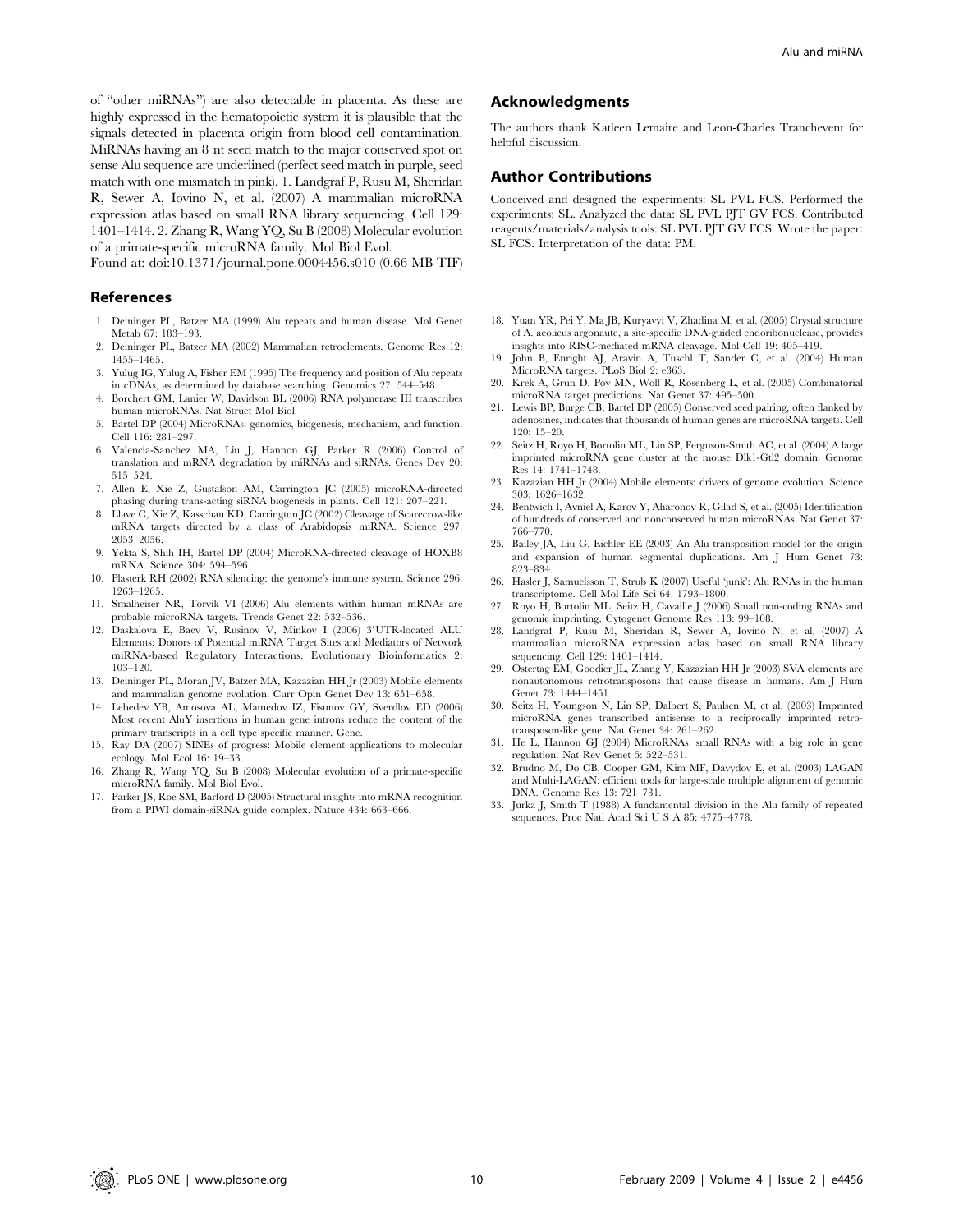of "other miRNAs") are also detectable in placenta. As these are highly expressed in the hematopoietic system it is plausible that the signals detected in placenta origin from blood cell contamination. MiRNAs having an 8 nt seed match to the major conserved spot on sense Alu sequence are underlined (perfect seed match in purple, seed match with one mismatch in pink). 1. Landgraf P, Rusu M, Sheridan R, Sewer A, Iovino N, et al. (2007) A mammalian microRNA expression atlas based on small RNA library sequencing. Cell 129: 1401–1414. 2. Zhang R, Wang YQ, Su B (2008) Molecular evolution of a primate-specific microRNA family. Mol Biol Evol.

Found at: doi:10.1371/journal.pone.0004456.s010 (0.66 MB TIF)

## Acknowledgments

The authors thank Katleen Lemaire and Leon-Charles Tranchevent for helpful discussion.

## Author Contributions

Conceived and designed the experiments: SL PVL FCS. Performed the experiments: SL. Analyzed the data: SL PVL PJT GV FCS. Contributed reagents/materials/analysis tools: SL PVL PJT GV FCS. Wrote the paper: SL FCS. Interpretation of the data: PM.

## References

1. Deininger PL, Batzer MA (1999) Alu repeats and human disease. Mol Genet Metab 67: 183–193.
2. Deininger PL, Batzer MA (2002) Mammalian retroelements. Genome Res 12: 1455–1465.
3. Yulug IG, Yulug A, Fisher EM (1995) The frequency and position of Alu repeats in cDNAs, as determined by database searching. Genomics 27: 544–548.
4. Borchert GM, Lanier W, Davidson BL (2006) RNA polymerase III transcribes human microRNAs. Nat Struct Mol Biol.
5. Bartel DP (2004) MicroRNAs: genomics, biogenesis, mechanism, and function. Cell 116: 281–297.
6. Valencia-Sanchez MA, Liu J, Hannon GJ, Parker R (2006) Control of translation and mRNA degradation by miRNAs and siRNAs. Genes Dev 20: 515–524.
7. Allen E, Xie Z, Gustafson AM, Carrington JC (2005) microRNA-directed phasing during trans-acting siRNA biogenesis in plants. Cell 121: 207–221.
8. Llave C, Xie Z, Kasschau KD, Carrington JC (2002) Cleavage of Scarecrow-like mRNA targets directed by a class of Arabidopsis miRNA. Science 297: 2053–2056.
9. Yekta S, Shih IH, Bartel DP (2004) MicroRNA-directed cleavage of HOXB8 mRNA. Science 304: 594–596.
10. Plasterk RH (2002) RNA silencing: the genome's immune system. Science 296: 1263–1265.
11. Smalheiser NR, Torvik VI (2006) Alu elements within human mRNAs are probable microRNA targets. Trends Genet 22: 532–536.
12. Daskalova E, Baev V, Rusinov V, Minkov I (2006) 3′UTR-located ALU Elements: Donors of Potential miRNA Target Sites and Mediators of Network miRNA-based Regulatory Interactions. Evolutionary Bioinformatics 2: 103–120.
13. Deininger PL, Moran JV, Batzer MA, Kazazian HH Jr (2003) Mobile elements and mammalian genome evolution. Curr Opin Genet Dev 13: 651–658.
14. Lebedev YB, Amosova AL, Mamedov IZ, Fisunov GY, Sverdlov ED (2006) Most recent AluY insertions in human gene introns reduce the content of the primary transcripts in a cell type specific manner. Gene.
15. Ray DA (2007) SINEs of progress: Mobile element applications to molecular ecology. Mol Ecol 16: 19–33.
16. Zhang R, Wang YQ, Su B (2008) Molecular evolution of a primate-specific microRNA family. Mol Biol Evol.
17. Parker JS, Roe SM, Barford D (2005) Structural insights into mRNA recognition from a PIWI domain-siRNA guide complex. Nature 434: 663–666.
18. Yuan YR, Pei Y, Ma JB, Kuryavyi V, Zhadina M, et al. (2005) Crystal structure of A. aeolicus argonaute, a site-specific DNA-guided endoribonuclease, provides insights into RISC-mediated mRNA cleavage. Mol Cell 19: 405–419.
19. John B, Enright AJ, Aravin A, Tuschl T, Sander C, et al. (2004) Human MicroRNA targets. PLoS Biol 2: e363.
20. Krek A, Grun D, Poy MN, Wolf R, Rosenberg L, et al. (2005) Combinatorial microRNA target predictions. Nat Genet 37: 495–500.
21. Lewis BP, Burge CB, Bartel DP (2005) Conserved seed pairing, often flanked by adenosines, indicates that thousands of human genes are microRNA targets. Cell 120: 15–20.
22. Seitz H, Royo H, Bortolin ML, Lin SP, Ferguson-Smith AC, et al. (2004) A large imprinted microRNA gene cluster at the mouse Dlk1-Gtl2 domain. Genome Res 14: 1741–1748.
23. Kazazian HH Jr (2004) Mobile elements: drivers of genome evolution. Science 303: 1626–1632.
24. Bentwich I, Avniel A, Karov Y, Aharonov R, Gilad S, et al. (2005) Identification of hundreds of conserved and nonconserved human microRNAs. Nat Genet 37: 766–770.
25. Bailey JA, Liu G, Eichler EE (2003) An Alu transposition model for the origin and expansion of human segmental duplications. Am J Hum Genet 73: 823–834.
26. Hasler J, Samuelsson T, Strub K (2007) Useful 'junk': Alu RNAs in the human transcriptome. Cell Mol Life Sci 64: 1793–1800.
27. Royo H, Bortolin ML, Seitz H, Cavaille J (2006) Small non-coding RNAs and genomic imprinting. Cytogenet Genome Res 113: 99–108.
28. Landgraf P, Rusu M, Sheridan R, Sewer A, Iovino N, et al. (2007) A mammalian microRNA expression atlas based on small RNA library sequencing. Cell 129: 1401–1414.
29. Ostertag EM, Goodier JL, Zhang Y, Kazazian HH Jr (2003) SVA elements are nonautonomous retrotransposons that cause disease in humans. Am J Hum Genet 73: 1444–1451.
30. Seitz H, Youngson N, Lin SP, Dalbert S, Paulsen M, et al. (2003) Imprinted microRNA genes transcribed antisense to a reciprocally imprinted retrotransposon-like gene. Nat Genet 34: 261–262.
31. He L, Hannon GJ (2004) MicroRNAs: small RNAs with a big role in gene regulation. Nat Rev Genet 5: 522–531.
32. Brudno M, Do CB, Cooper GM, Kim MF, Davydov E, et al. (2003) LAGAN and Multi-LAGAN: efficient tools for large-scale multiple alignment of genomic DNA. Genome Res 13: 721–731.
33. Jurka J, Smith T (1988) A fundamental division in the Alu family of repeated sequences. Proc Natl Acad Sci U S A 85: 4775–4778.